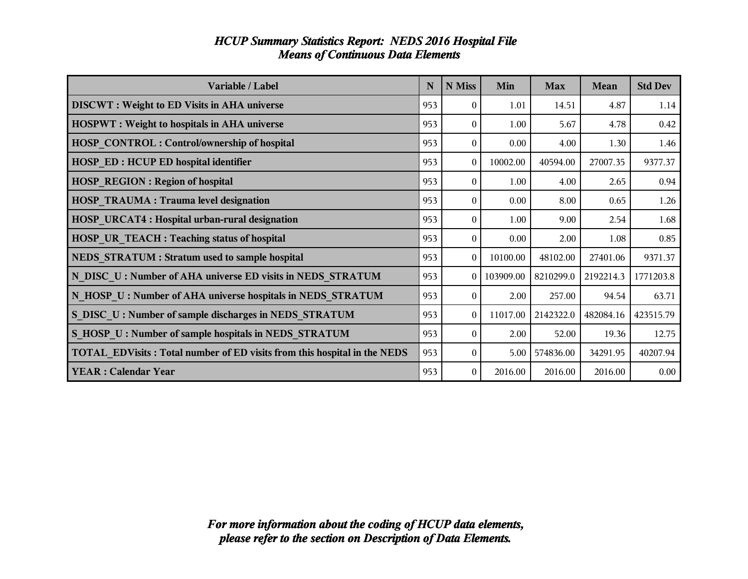# *HCUP Summary Statistics Report: NEDS 2016 Hospital File*
## *Means of Continuous Data Elements*

| Variable / Label | N | N Miss | Min | Max | Mean | Std Dev |
|---|---|---|---|---|---|---|
| **DISCWT : Weight to ED Visits in AHA universe** | 953 | 0 | 1.01 | 14.51 | 4.87 | 1.14 |
| **HOSPWT : Weight to hospitals in AHA universe** | 953 | 0 | 1.00 | 5.67 | 4.78 | 0.42 |
| **HOSP_CONTROL : Control/ownership of hospital** | 953 | 0 | 0.00 | 4.00 | 1.30 | 1.46 |
| **HOSP_ED : HCUP ED hospital identifier** | 953 | 0 | 10002.00 | 40594.00 | 27007.35 | 9377.37 |
| **HOSP_REGION : Region of hospital** | 953 | 0 | 1.00 | 4.00 | 2.65 | 0.94 |
| **HOSP_TRAUMA : Trauma level designation** | 953 | 0 | 0.00 | 8.00 | 0.65 | 1.26 |
| **HOSP_URCAT4 : Hospital urban-rural designation** | 953 | 0 | 1.00 | 9.00 | 2.54 | 1.68 |
| **HOSP_UR_TEACH : Teaching status of hospital** | 953 | 0 | 0.00 | 2.00 | 1.08 | 0.85 |
| **NEDS_STRATUM : Stratum used to sample hospital** | 953 | 0 | 10100.00 | 48102.00 | 27401.06 | 9371.37 |
| **N_DISC_U : Number of AHA universe ED visits in NEDS_STRATUM** | 953 | 0 | 103909.00 | 8210299.0 | 2192214.3 | 1771203.8 |
| **N_HOSP_U : Number of AHA universe hospitals in NEDS_STRATUM** | 953 | 0 | 2.00 | 257.00 | 94.54 | 63.71 |
| **S_DISC_U : Number of sample discharges in NEDS_STRATUM** | 953 | 0 | 11017.00 | 2142322.0 | 482084.16 | 423515.79 |
| **S_HOSP_U : Number of sample hospitals in NEDS_STRATUM** | 953 | 0 | 2.00 | 52.00 | 19.36 | 12.75 |
| **TOTAL_EDVisits : Total number of ED visits from this hospital in the NEDS** | 953 | 0 | 5.00 | 574836.00 | 34291.95 | 40207.94 |
| **YEAR : Calendar Year** | 953 | 0 | 2016.00 | 2016.00 | 2016.00 | 0.00 |

***For more information about the coding of HCUP data elements, please refer to the section on Description of Data Elements.***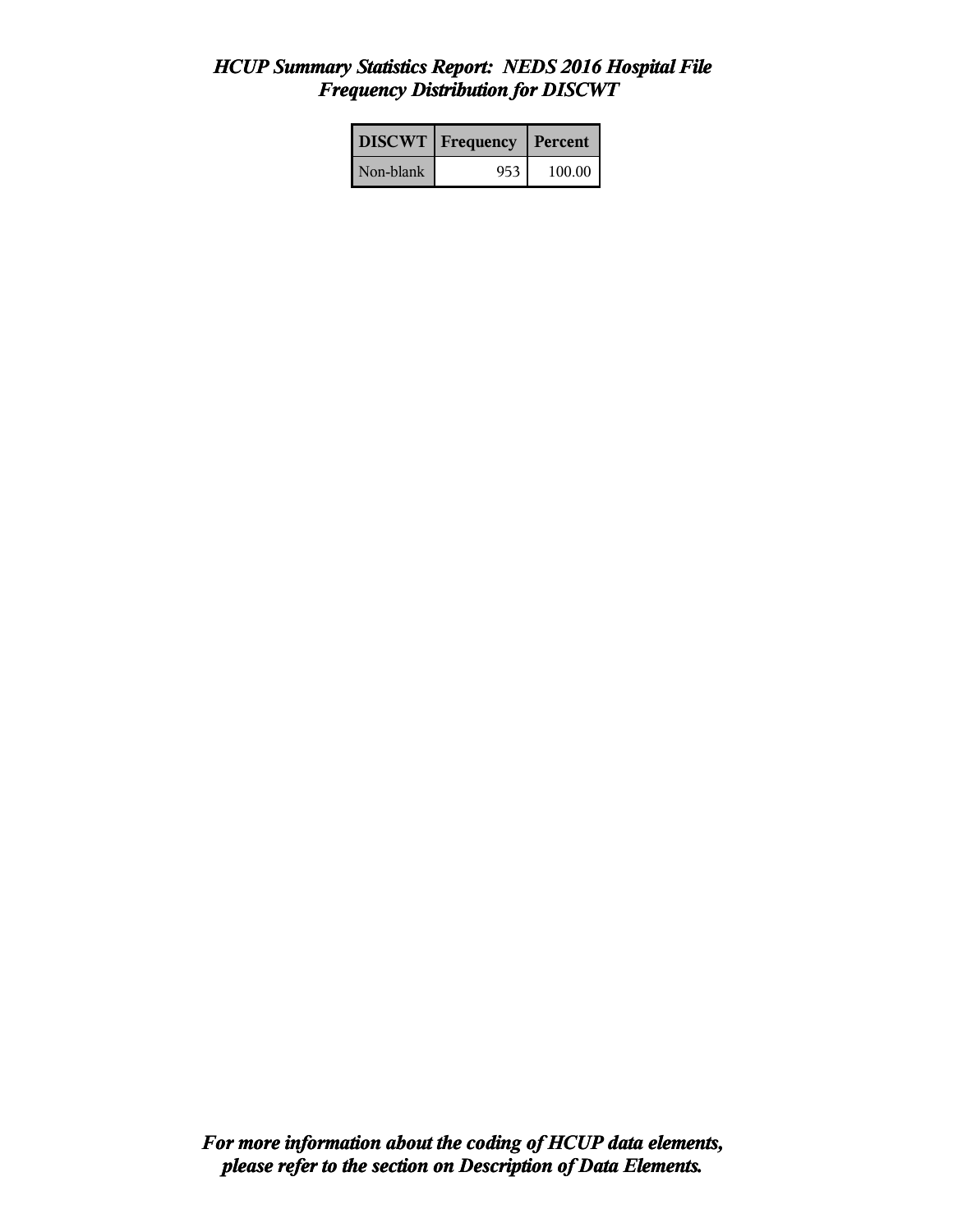## *HCUP Summary Statistics Report: NEDS 2016 Hospital File*
## *Frequency Distribution for DISCWT*

| DISCWT | Frequency | Percent |
|---|---|---|
| Non-blank | 953 | 100.00 |

***For more information about the coding of HCUP data elements, please refer to the section on Description of Data Elements.***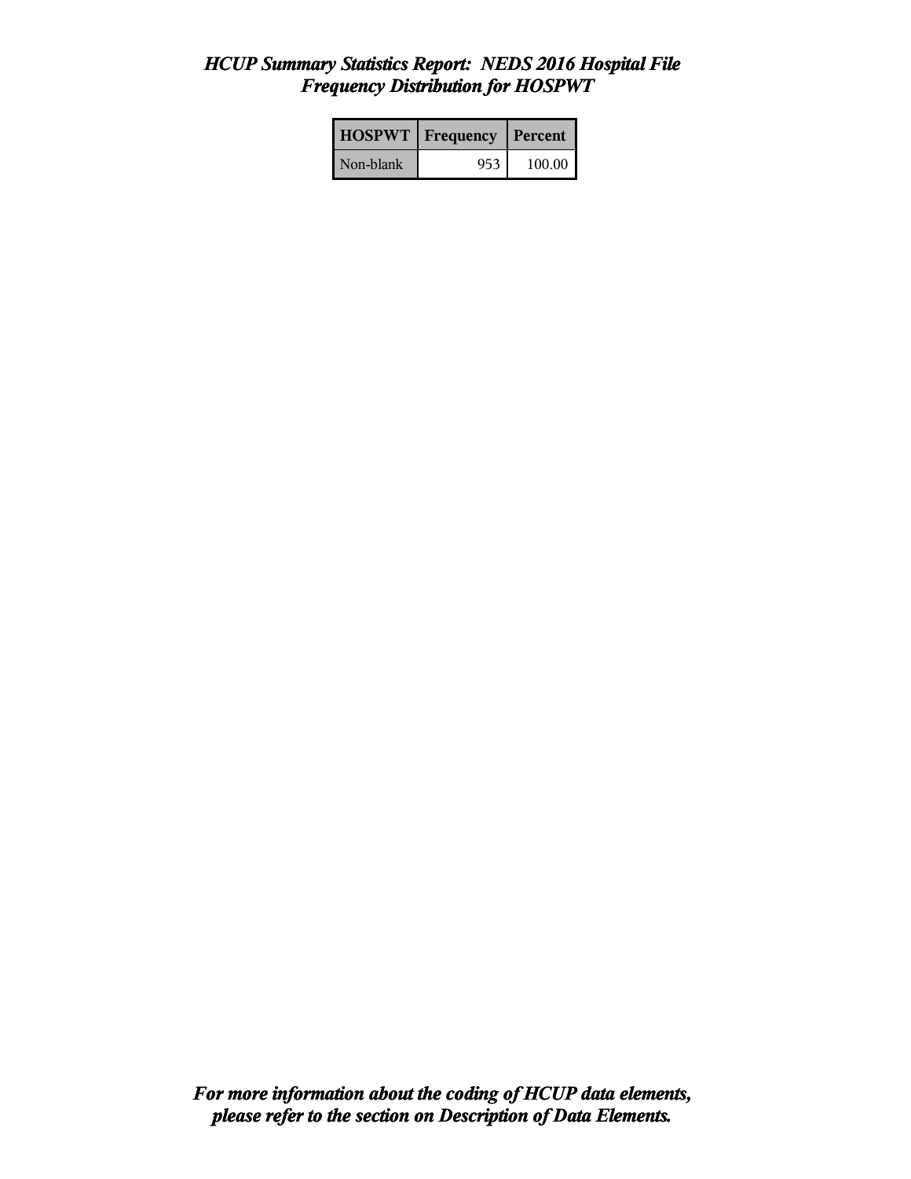# *HCUP Summary Statistics Report: NEDS 2016 Hospital File*
## *Frequency Distribution for HOSPWT*

| HOSPWT | Frequency | Percent |
|---|---|---|
| Non-blank | 953 | 100.00 |

***For more information about the coding of HCUP data elements, please refer to the section on Description of Data Elements.***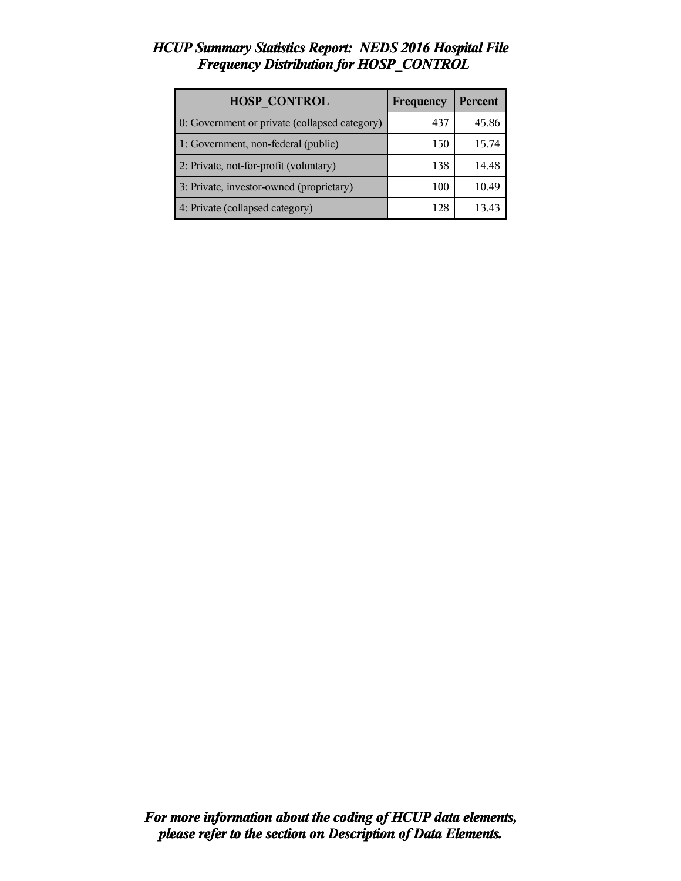# *HCUP Summary Statistics Report: NEDS 2016 Hospital File*
## *Frequency Distribution for HOSP_CONTROL*

| HOSP_CONTROL | Frequency | Percent |
|---|---|---|
| 0: Government or private (collapsed category) | 437 | 45.86 |
| 1: Government, non-federal (public) | 150 | 15.74 |
| 2: Private, not-for-profit (voluntary) | 138 | 14.48 |
| 3: Private, investor-owned (proprietary) | 100 | 10.49 |
| 4: Private (collapsed category) | 128 | 13.43 |

***For more information about the coding of HCUP data elements, please refer to the section on Description of Data Elements.***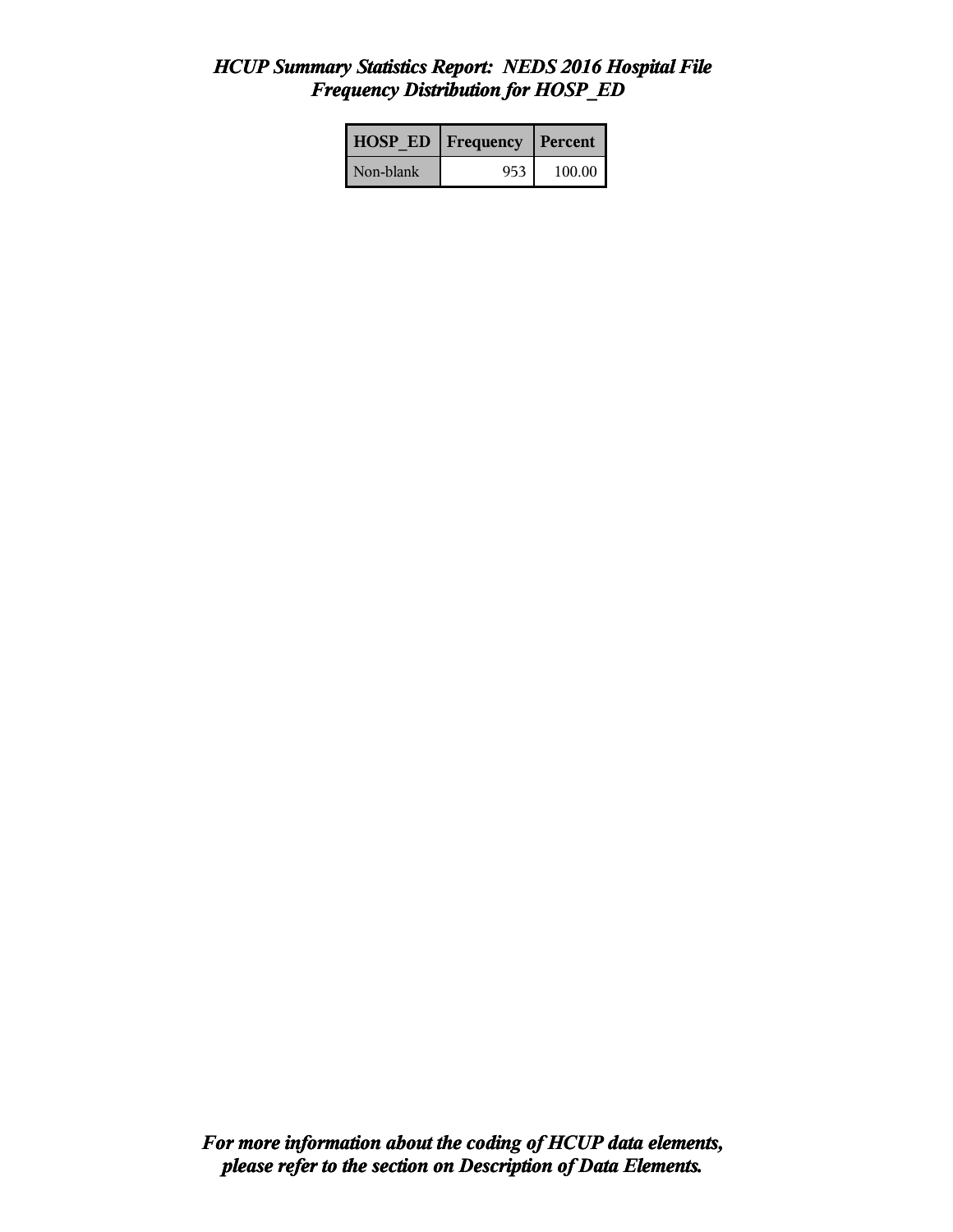# *HCUP Summary Statistics Report: NEDS 2016 Hospital File*
## *Frequency Distribution for HOSP_ED*

| HOSP_ED | Frequency | Percent |
|---|---|---|
| Non-blank | 953 | 100.00 |

***For more information about the coding of HCUP data elements, please refer to the section on Description of Data Elements.***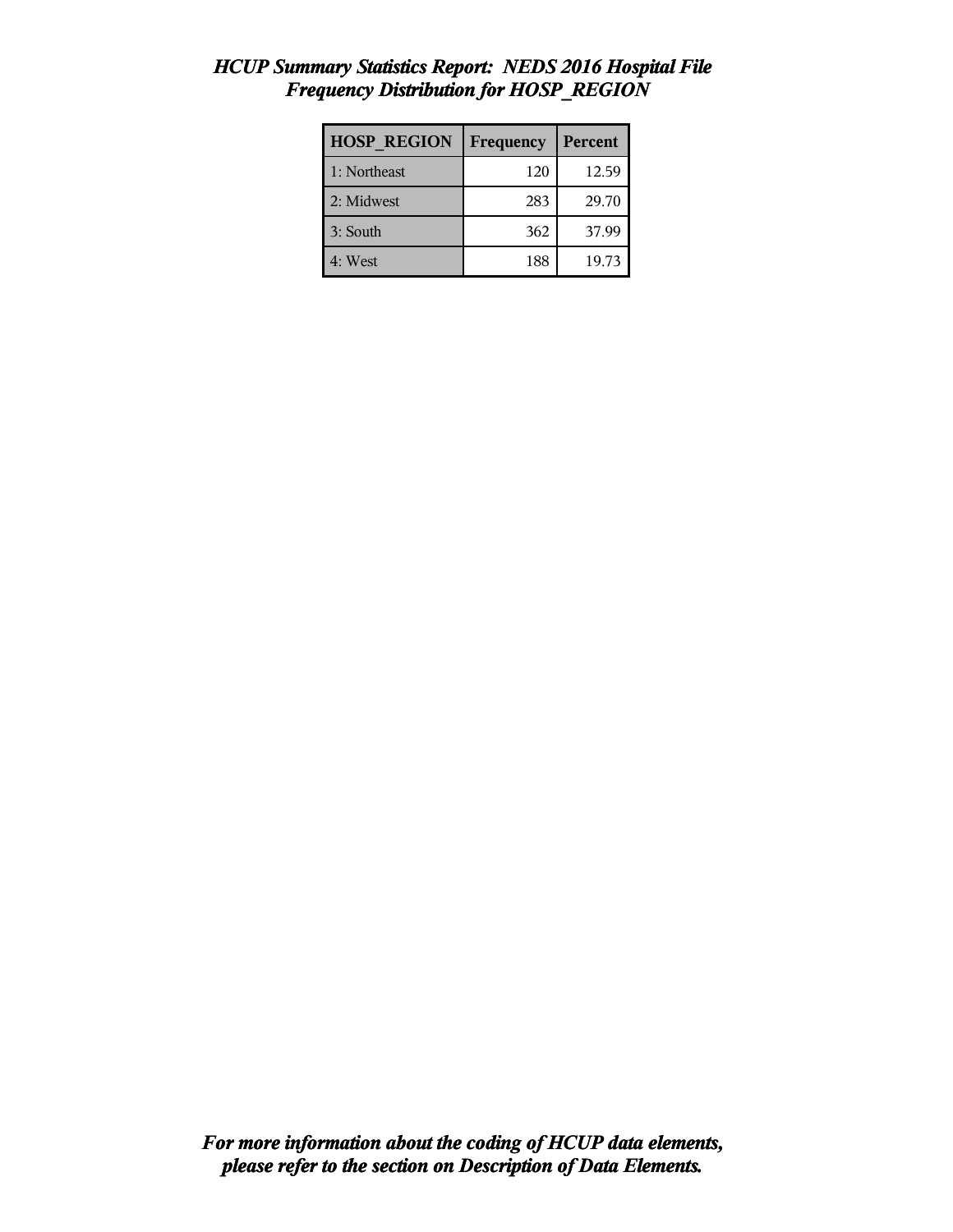## *HCUP Summary Statistics Report: NEDS 2016 Hospital File*
## *Frequency Distribution for HOSP_REGION*

| HOSP_REGION | Frequency | Percent |
|---|---|---|
| 1: Northeast | 120 | 12.59 |
| 2: Midwest | 283 | 29.70 |
| 3: South | 362 | 37.99 |
| 4: West | 188 | 19.73 |

***For more information about the coding of HCUP data elements, please refer to the section on Description of Data Elements.***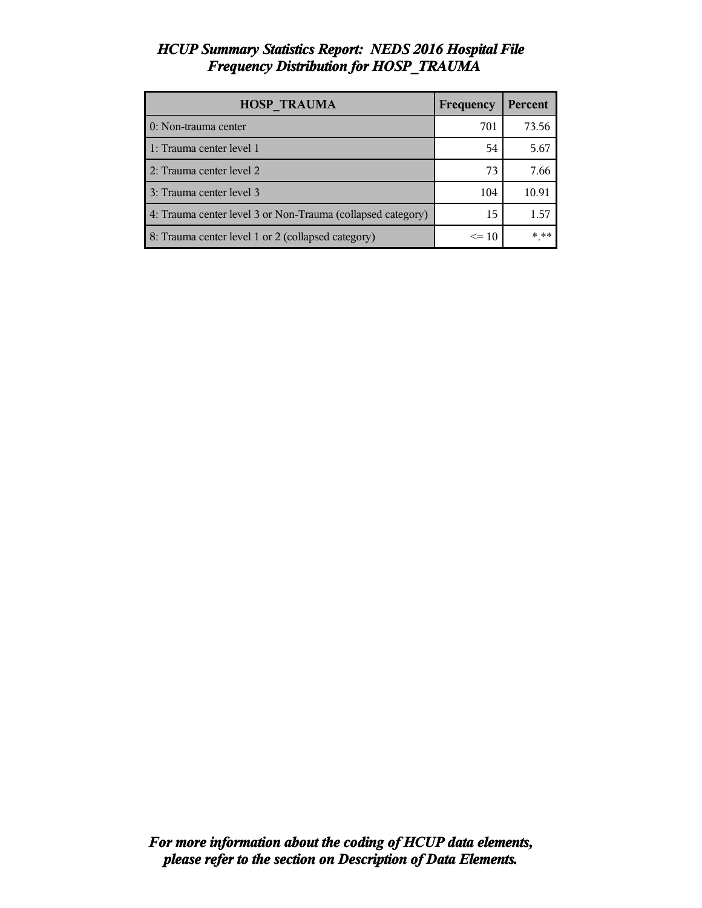# *HCUP Summary Statistics Report: NEDS 2016 Hospital File*
## *Frequency Distribution for HOSP_TRAUMA*

| HOSP_TRAUMA | Frequency | Percent |
|---|---|---|
| 0: Non-trauma center | 701 | 73.56 |
| 1: Trauma center level 1 | 54 | 5.67 |
| 2: Trauma center level 2 | 73 | 7.66 |
| 3: Trauma center level 3 | 104 | 10.91 |
| 4: Trauma center level 3 or Non-Trauma (collapsed category) | 15 | 1.57 |
| 8: Trauma center level 1 or 2 (collapsed category) | <= 10 | *.** |

***For more information about the coding of HCUP data elements, please refer to the section on Description of Data Elements.***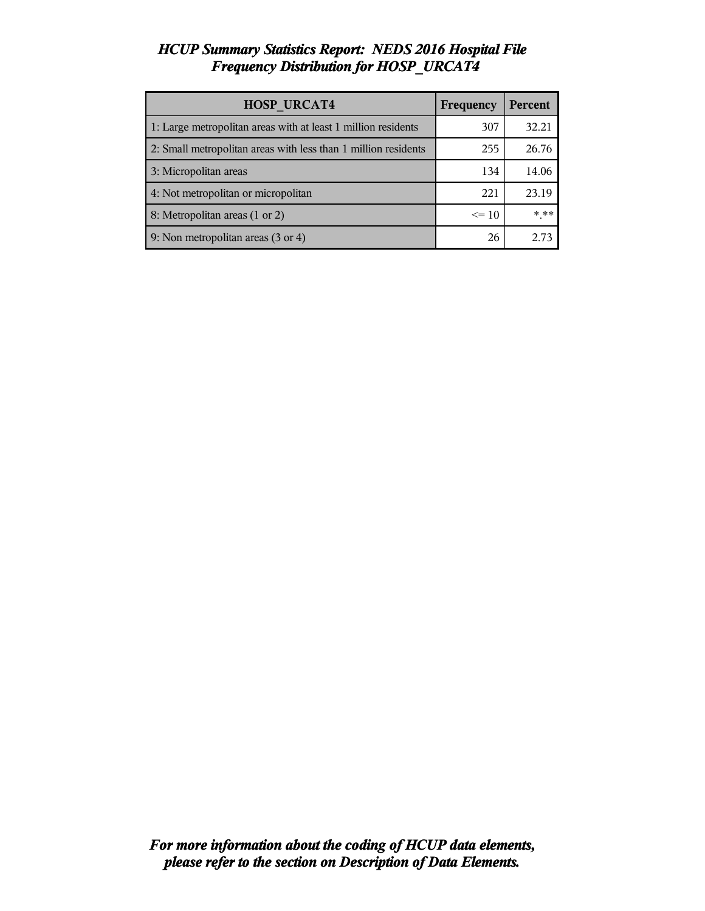# *HCUP Summary Statistics Report: NEDS 2016 Hospital File*
## *Frequency Distribution for HOSP_URCAT4*

| HOSP_URCAT4 | Frequency | Percent |
|---|---|---|
| 1: Large metropolitan areas with at least 1 million residents | 307 | 32.21 |
| 2: Small metropolitan areas with less than 1 million residents | 255 | 26.76 |
| 3: Micropolitan areas | 134 | 14.06 |
| 4: Not metropolitan or micropolitan | 221 | 23.19 |
| 8: Metropolitan areas (1 or 2) | <= 10 | *.** |
| 9: Non metropolitan areas (3 or 4) | 26 | 2.73 |

***For more information about the coding of HCUP data elements, please refer to the section on Description of Data Elements.***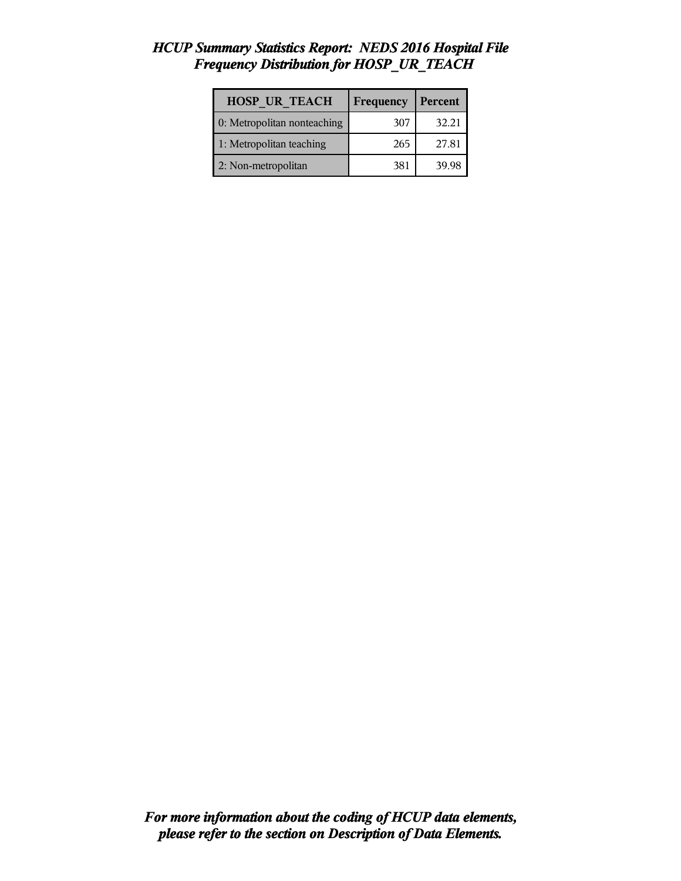# *HCUP Summary Statistics Report: NEDS 2016 Hospital File*
## *Frequency Distribution for HOSP_UR_TEACH*

| HOSP_UR_TEACH | Frequency | Percent |
|---|---|---|
| 0: Metropolitan nonteaching | 307 | 32.21 |
| 1: Metropolitan teaching | 265 | 27.81 |
| 2: Non-metropolitan | 381 | 39.98 |

***For more information about the coding of HCUP data elements, please refer to the section on Description of Data Elements.***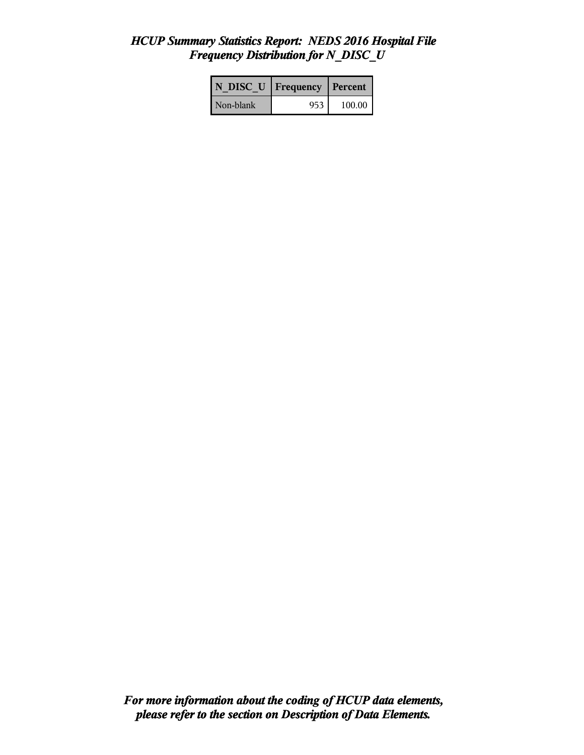# *HCUP Summary Statistics Report: NEDS 2016 Hospital File*
## *Frequency Distribution for N_DISC_U*

| N_DISC_U | Frequency | Percent |
|---|---|---|
| Non-blank | 953 | 100.00 |

***For more information about the coding of HCUP data elements, please refer to the section on Description of Data Elements.***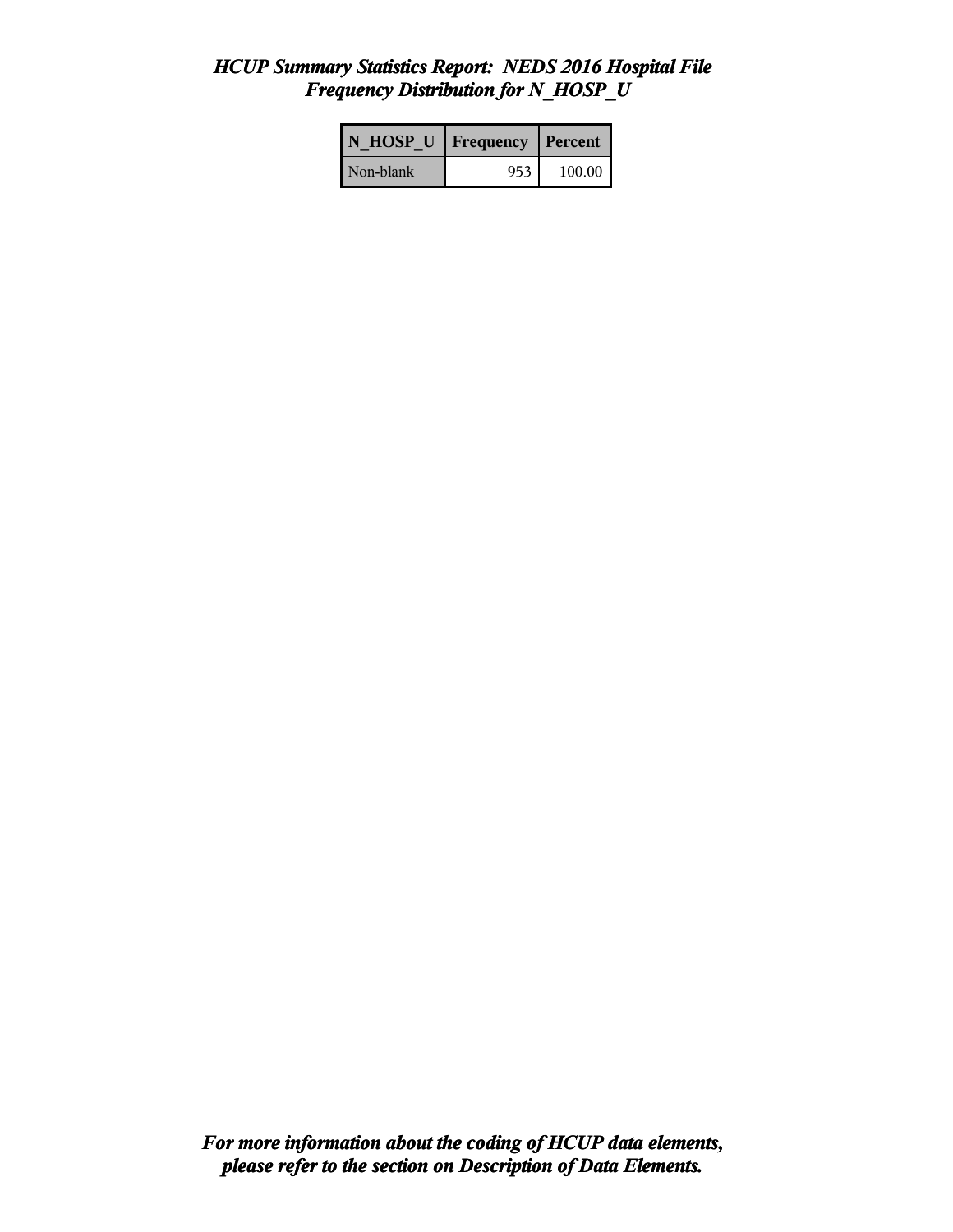# *HCUP Summary Statistics Report: NEDS 2016 Hospital File*
## *Frequency Distribution for N_HOSP_U*

| N_HOSP_U | Frequency | Percent |
|---|---|---|
| Non-blank | 953 | 100.00 |

***For more information about the coding of HCUP data elements, please refer to the section on Description of Data Elements.***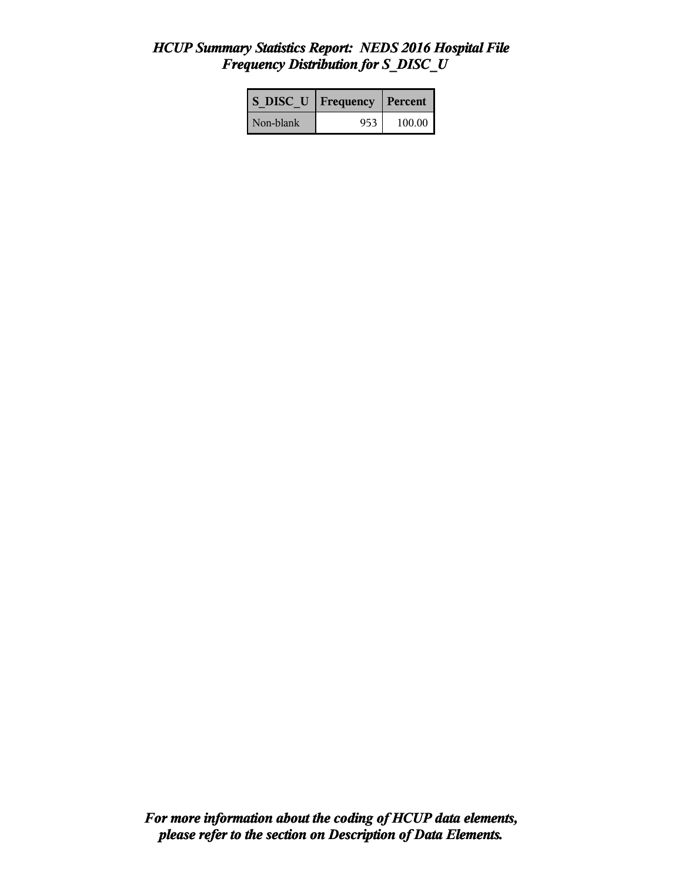# *HCUP Summary Statistics Report: NEDS 2016 Hospital File*
## *Frequency Distribution for S_DISC_U*

| S_DISC_U | Frequency | Percent |
|---|---|---|
| Non-blank | 953 | 100.00 |

***For more information about the coding of HCUP data elements, please refer to the section on Description of Data Elements.***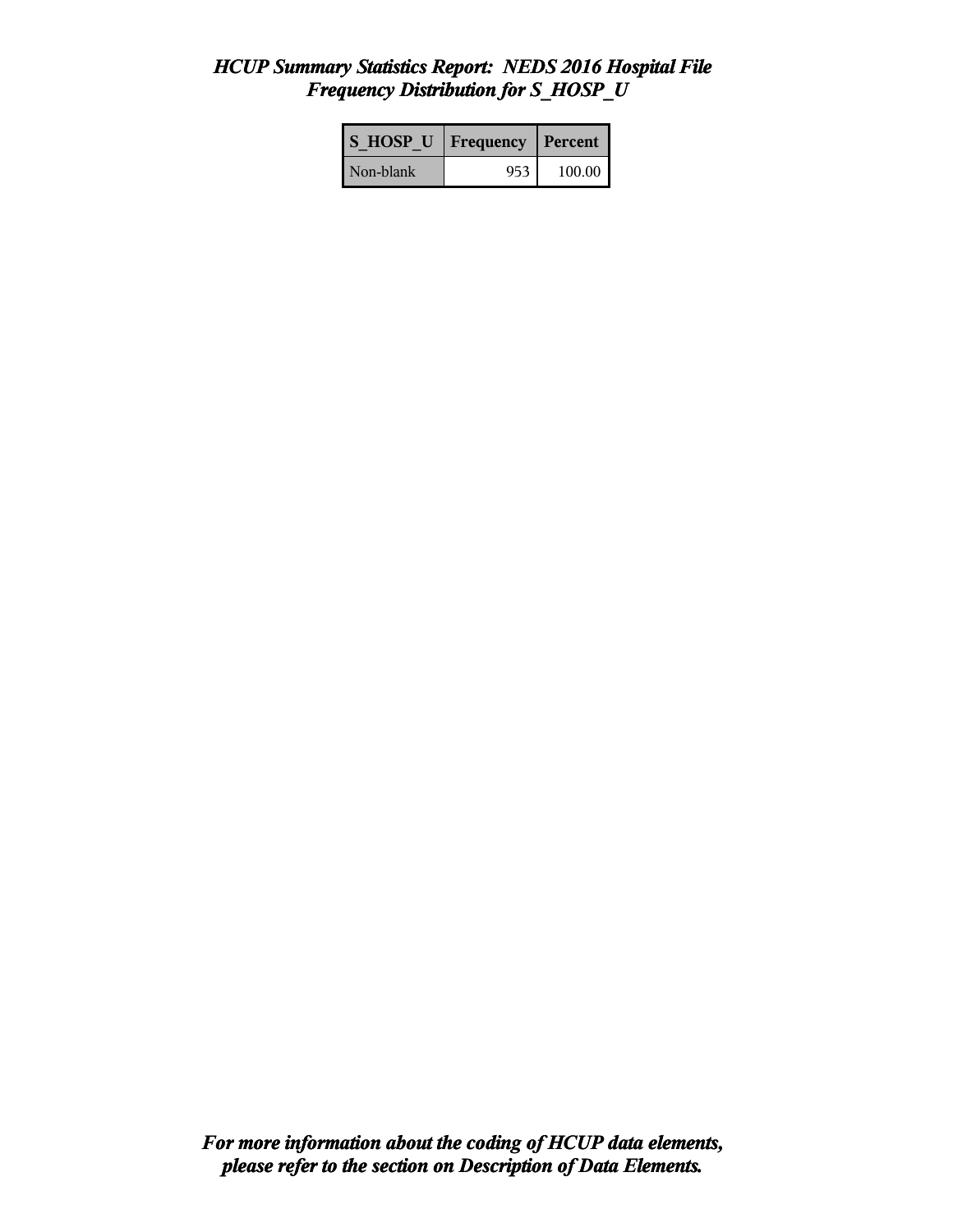# *HCUP Summary Statistics Report: NEDS 2016 Hospital File*
## *Frequency Distribution for S_HOSP_U*

| S_HOSP_U | Frequency | Percent |
|---|---|---|
| Non-blank | 953 | 100.00 |

***For more information about the coding of HCUP data elements, please refer to the section on Description of Data Elements.***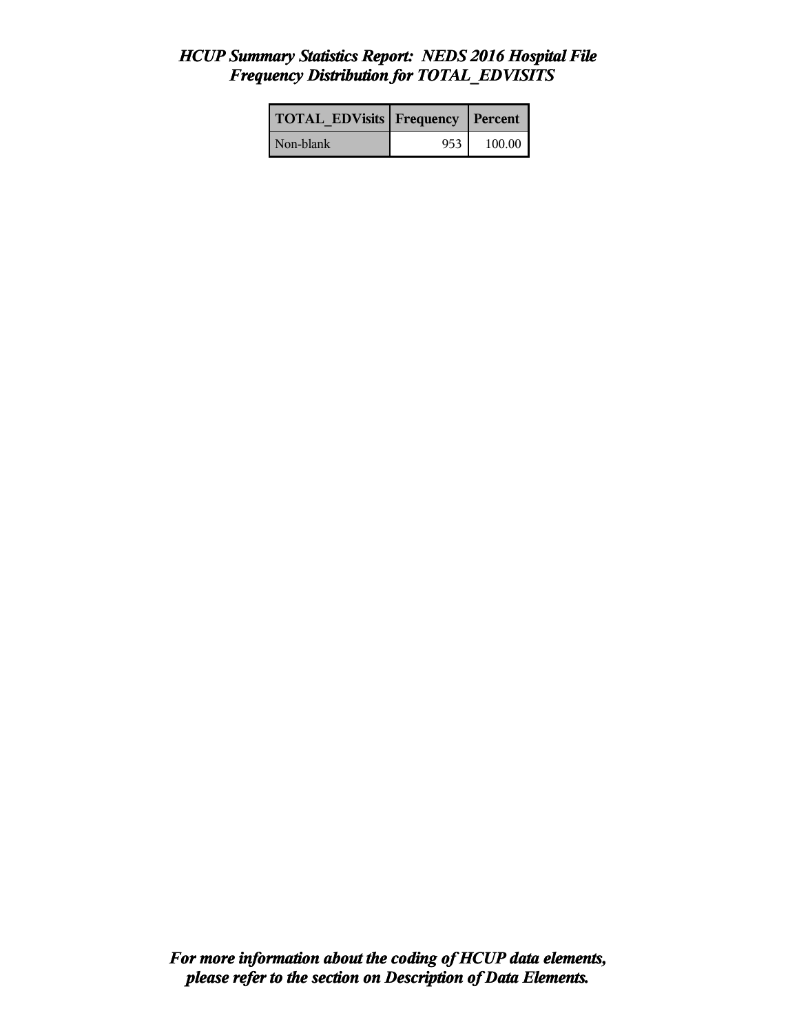# *HCUP Summary Statistics Report: NEDS 2016 Hospital File*
## *Frequency Distribution for TOTAL_EDVISITS*

| TOTAL_EDVisits | Frequency | Percent |
| --- | --- | --- |
| Non-blank | 953 | 100.00 |

***For more information about the coding of HCUP data elements, please refer to the section on Description of Data Elements.***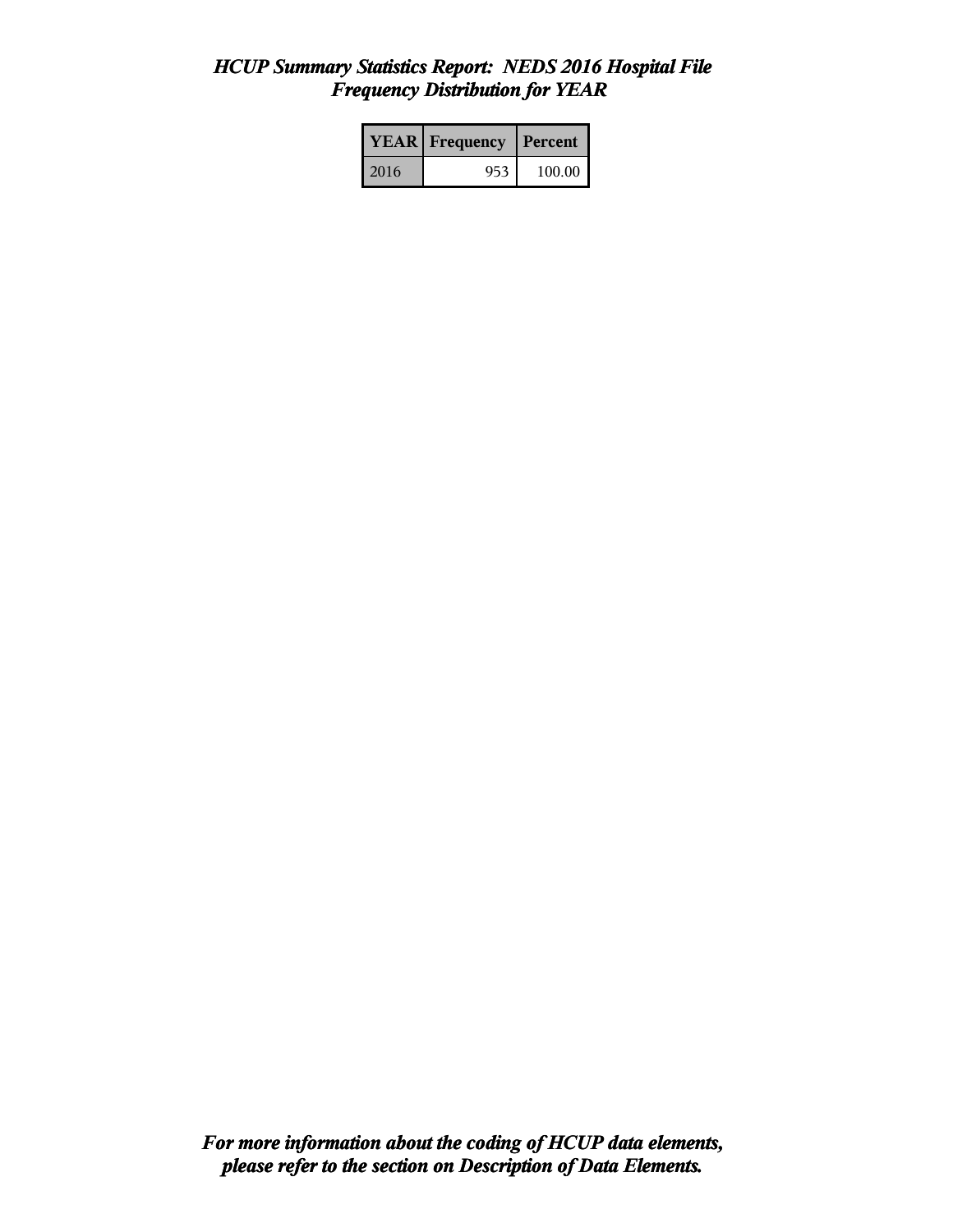*HCUP Summary Statistics Report: NEDS 2016 Hospital File*
*Frequency Distribution for YEAR*

| YEAR | Frequency | Percent |
|---|---|---|
| 2016 | 953 | 100.00 |

***For more information about the coding of HCUP data elements, please refer to the section on Description of Data Elements.***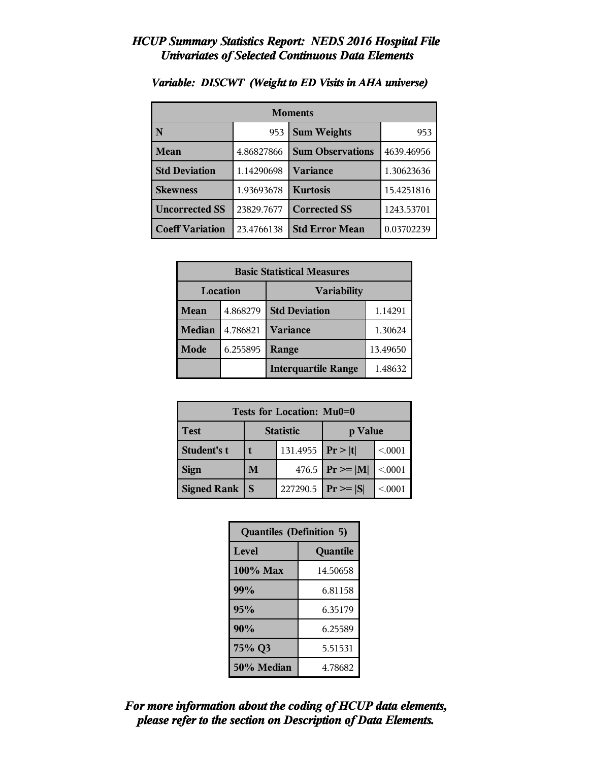# *HCUP Summary Statistics Report: NEDS 2016 Hospital File*
## *Univariates of Selected Continuous Data Elements*

### *Variable: DISCWT (Weight to ED Visits in AHA universe)*

| Moments | | | |
|---|---|---|---|
| **N** | 953 | **Sum Weights** | 953 |
| **Mean** | 4.86827866 | **Sum Observations** | 4639.46956 |
| **Std Deviation** | 1.14290698 | **Variance** | 1.30623636 |
| **Skewness** | 1.93693678 | **Kurtosis** | 15.4251816 |
| **Uncorrected SS** | 23829.7677 | **Corrected SS** | 1243.53701 |
| **Coeff Variation** | 23.4766138 | **Std Error Mean** | 0.03702239 |

| Basic Statistical Measures | | | |
|---|---|---|---|
| **Location** | | **Variability** | |
| **Mean** | 4.868279 | **Std Deviation** | 1.14291 |
| **Median** | 4.786821 | **Variance** | 1.30624 |
| **Mode** | 6.255895 | **Range** | 13.49650 |
| | | **Interquartile Range** | 1.48632 |

| Tests for Location: Mu0=0 | | | | |
|---|---|---|---|---|
| **Test** | **Statistic** | | **p Value** | |
| **Student's t** | **t** | 131.4955 | **Pr > \|t\|** | <.0001 |
| **Sign** | **M** | 476.5 | **Pr >= \|M\|** | <.0001 |
| **Signed Rank** | **S** | 227290.5 | **Pr >= \|S\|** | <.0001 |

| Quantiles (Definition 5) | |
|---|---|
| **Level** | **Quantile** |
| **100% Max** | 14.50658 |
| **99%** | 6.81158 |
| **95%** | 6.35179 |
| **90%** | 6.25589 |
| **75% Q3** | 5.51531 |
| **50% Median** | 4.78682 |

***For more information about the coding of HCUP data elements, please refer to the section on Description of Data Elements.***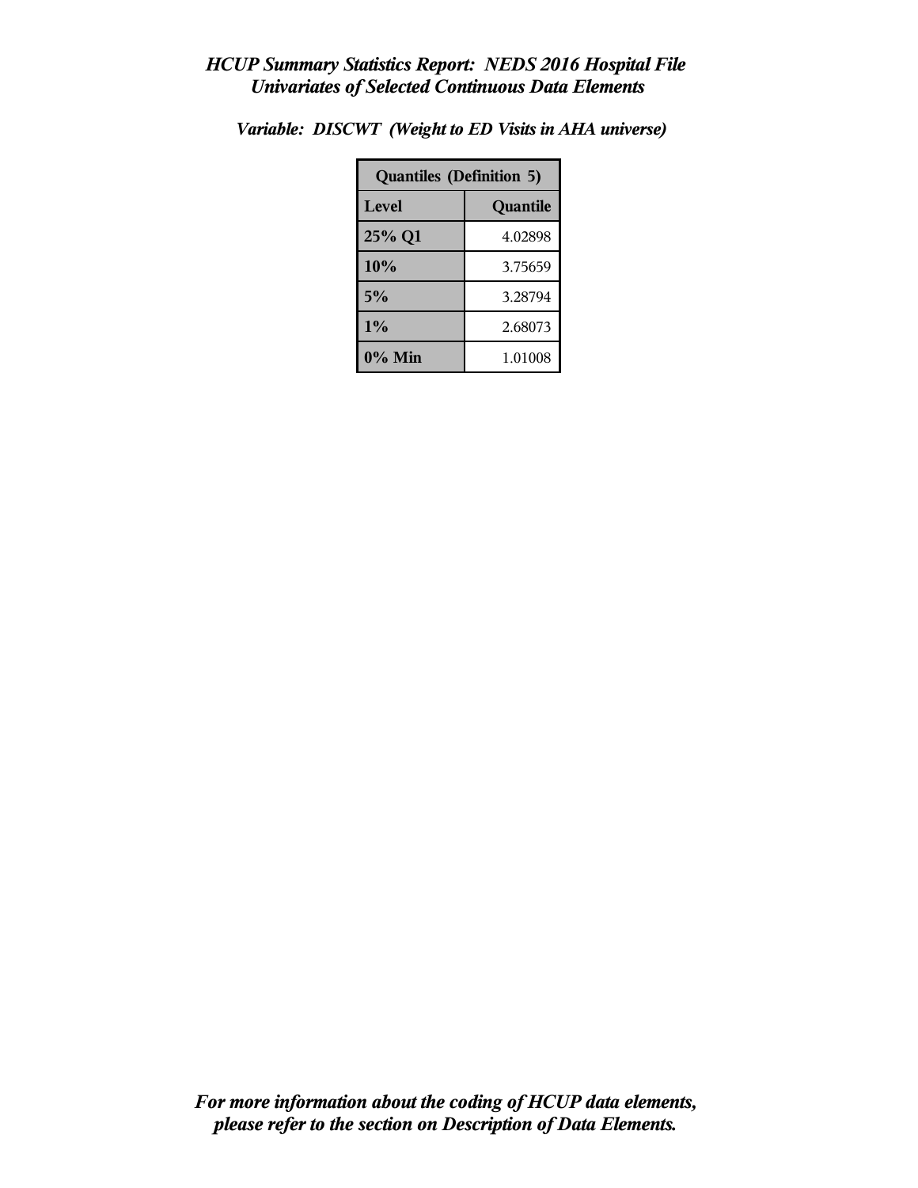*HCUP Summary Statistics Report: NEDS 2016 Hospital File*
*Univariates of Selected Continuous Data Elements*

*Variable: DISCWT (Weight to ED Visits in AHA universe)*

| Quantiles (Definition 5) | |
|---|---|
| **Level** | **Quantile** |
| **25% Q1** | 4.02898 |
| **10%** | 3.75659 |
| **5%** | 3.28794 |
| **1%** | 2.68073 |
| **0% Min** | 1.01008 |

*For more information about the coding of HCUP data elements, please refer to the section on Description of Data Elements.*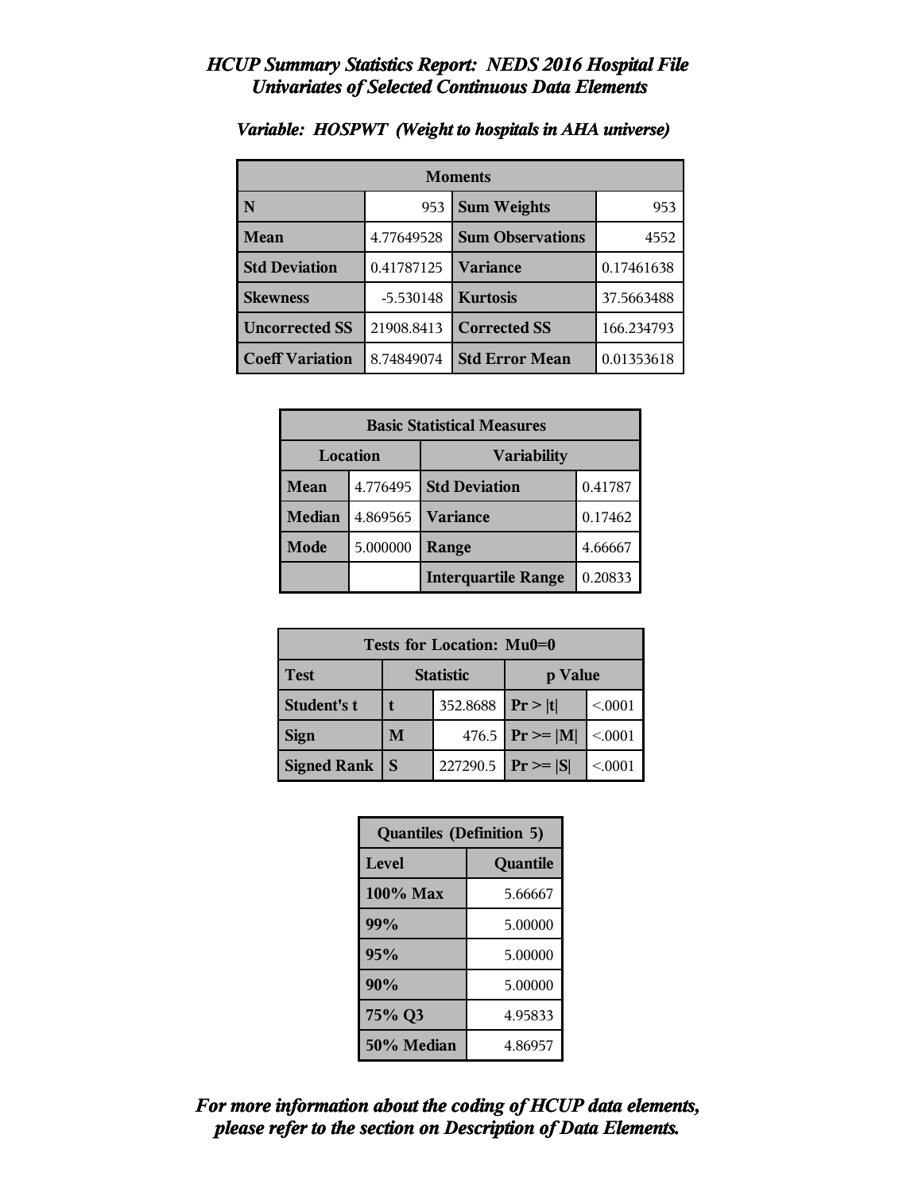## *HCUP Summary Statistics Report: NEDS 2016 Hospital File*
## *Univariates of Selected Continuous Data Elements*

### *Variable: HOSPWT (Weight to hospitals in AHA universe)*

| Moments | | | |
|---|---|---|---|
| **N** | 953 | **Sum Weights** | 953 |
| **Mean** | 4.77649528 | **Sum Observations** | 4552 |
| **Std Deviation** | 0.41787125 | **Variance** | 0.17461638 |
| **Skewness** | -5.530148 | **Kurtosis** | 37.5663488 |
| **Uncorrected SS** | 21908.8413 | **Corrected SS** | 166.234793 |
| **Coeff Variation** | 8.74849074 | **Std Error Mean** | 0.01353618 |

| Basic Statistical Measures | | | |
|---|---|---|---|
| **Location** | | **Variability** | |
| **Mean** | 4.776495 | **Std Deviation** | 0.41787 |
| **Median** | 4.869565 | **Variance** | 0.17462 |
| **Mode** | 5.000000 | **Range** | 4.66667 |
| | | **Interquartile Range** | 0.20833 |

| Tests for Location: Mu0=0 | | | | |
|---|---|---|---|---|
| **Test** | **Statistic** | | **p Value** | |
| **Student's t** | **t** | 352.8688 | **Pr > \|t\|** | <.0001 |
| **Sign** | **M** | 476.5 | **Pr >= \|M\|** | <.0001 |
| **Signed Rank** | **S** | 227290.5 | **Pr >= \|S\|** | <.0001 |

| Quantiles (Definition 5) | |
|---|---|
| **Level** | **Quantile** |
| **100% Max** | 5.66667 |
| **99%** | 5.00000 |
| **95%** | 5.00000 |
| **90%** | 5.00000 |
| **75% Q3** | 4.95833 |
| **50% Median** | 4.86957 |

***For more information about the coding of HCUP data elements, please refer to the section on Description of Data Elements.***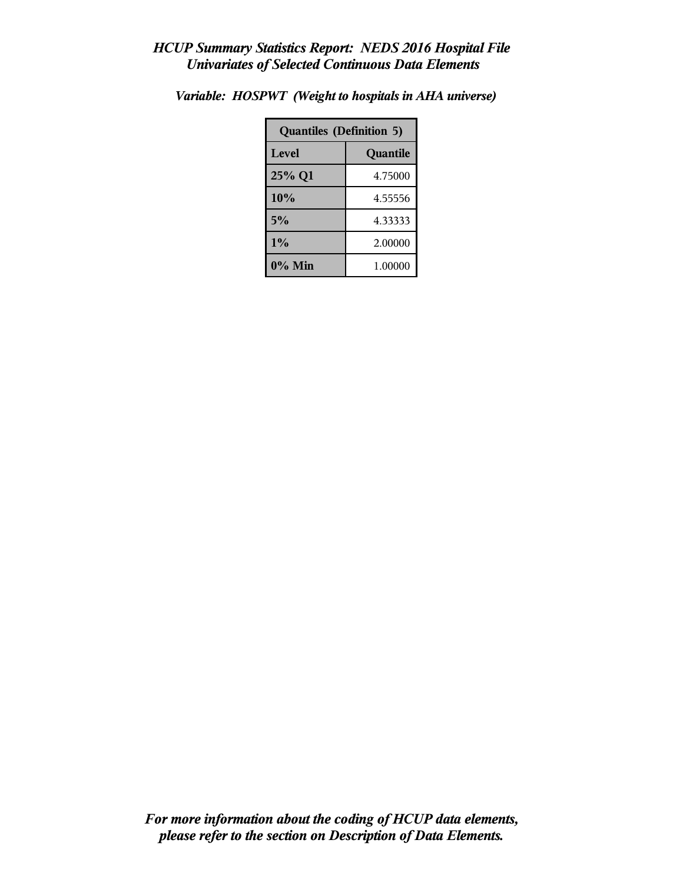*HCUP Summary Statistics Report: NEDS 2016 Hospital File*
*Univariates of Selected Continuous Data Elements*

***Variable: HOSPWT (Weight to hospitals in AHA universe)***

| Quantiles (Definition 5) | |
|---|---|
| **Level** | **Quantile** |
| **25% Q1** | 4.75000 |
| **10%** | 4.55556 |
| **5%** | 4.33333 |
| **1%** | 2.00000 |
| **0% Min** | 1.00000 |

***For more information about the coding of HCUP data elements, please refer to the section on Description of Data Elements.***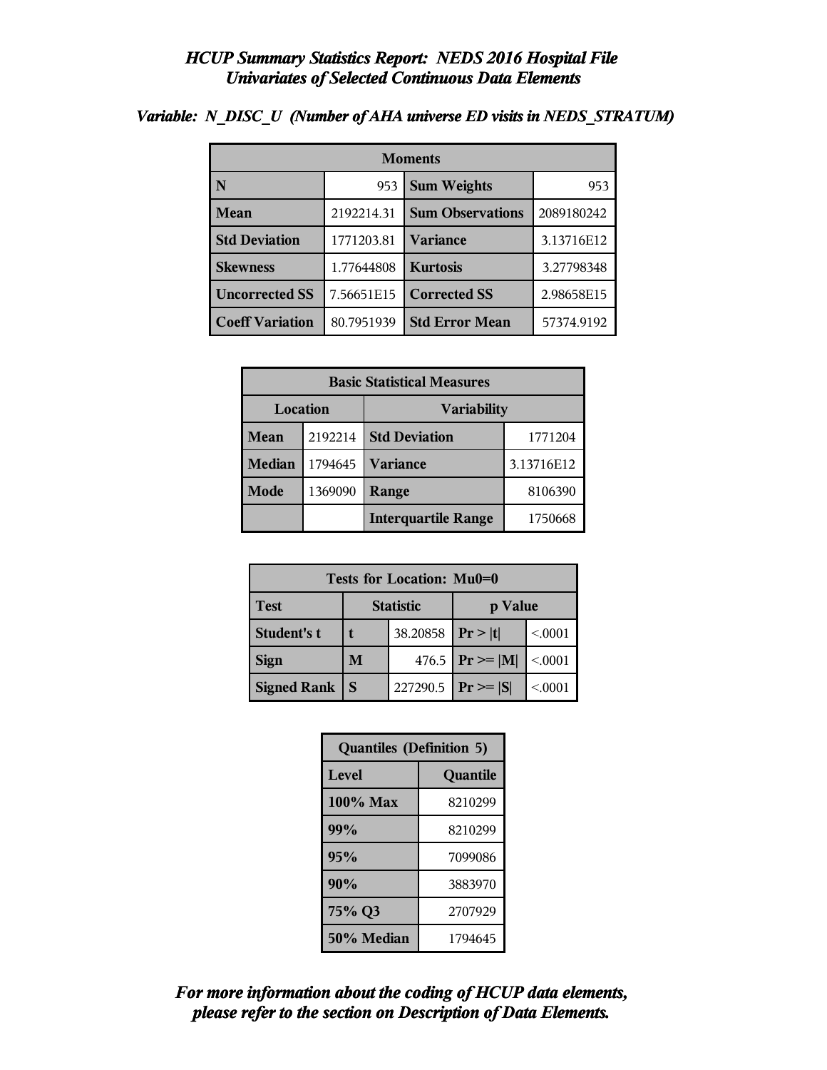# *HCUP Summary Statistics Report: NEDS 2016 Hospital File*
## *Univariates of Selected Continuous Data Elements*

***Variable: N_DISC_U (Number of AHA universe ED visits in NEDS_STRATUM)***

| Moments | | | |
|---|---|---|---|
| **N** | 953 | **Sum Weights** | 953 |
| **Mean** | 2192214.31 | **Sum Observations** | 2089180242 |
| **Std Deviation** | 1771203.81 | **Variance** | 3.13716E12 |
| **Skewness** | 1.77644808 | **Kurtosis** | 3.27798348 |
| **Uncorrected SS** | 7.56651E15 | **Corrected SS** | 2.98658E15 |
| **Coeff Variation** | 80.7951939 | **Std Error Mean** | 57374.9192 |

| Basic Statistical Measures | | | |
|---|---|---|---|
| **Location** | | **Variability** | |
| **Mean** | 2192214 | **Std Deviation** | 1771204 |
| **Median** | 1794645 | **Variance** | 3.13716E12 |
| **Mode** | 1369090 | **Range** | 8106390 |
| | | **Interquartile Range** | 1750668 |

| Tests for Location: Mu0=0 | | | | |
|---|---|---|---|---|
| **Test** | **Statistic** | | **p Value** | |
| **Student's t** | **t** | 38.20858 | **Pr > \|t\|** | <.0001 |
| **Sign** | **M** | 476.5 | **Pr >= \|M\|** | <.0001 |
| **Signed Rank** | **S** | 227290.5 | **Pr >= \|S\|** | <.0001 |

| Quantiles (Definition 5) | |
|---|---|
| **Level** | **Quantile** |
| **100% Max** | 8210299 |
| **99%** | 8210299 |
| **95%** | 7099086 |
| **90%** | 3883970 |
| **75% Q3** | 2707929 |
| **50% Median** | 1794645 |

***For more information about the coding of HCUP data elements, please refer to the section on Description of Data Elements.***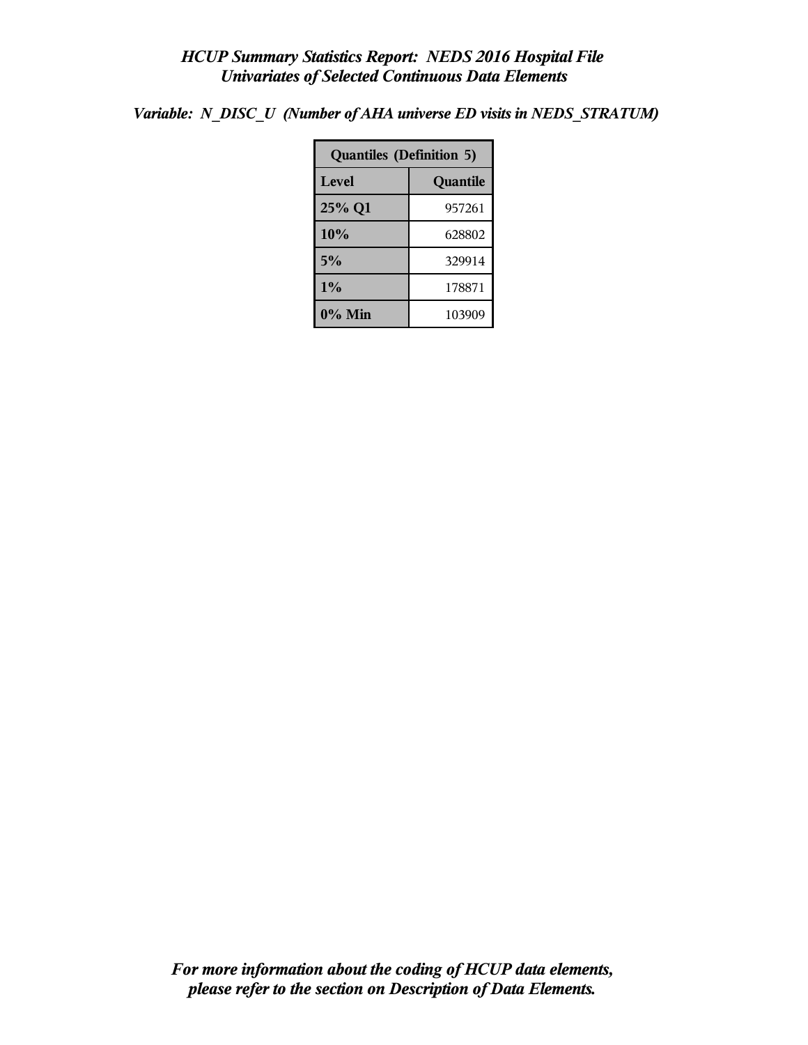# *HCUP Summary Statistics Report: NEDS 2016 Hospital File*
## *Univariates of Selected Continuous Data Elements*

***Variable: N_DISC_U (Number of AHA universe ED visits in NEDS_STRATUM)***

| Quantiles (Definition 5) | |
|---|---|
| **Level** | **Quantile** |
| **25% Q1** | 957261 |
| **10%** | 628802 |
| **5%** | 329914 |
| **1%** | 178871 |
| **0% Min** | 103909 |

***For more information about the coding of HCUP data elements, please refer to the section on Description of Data Elements.***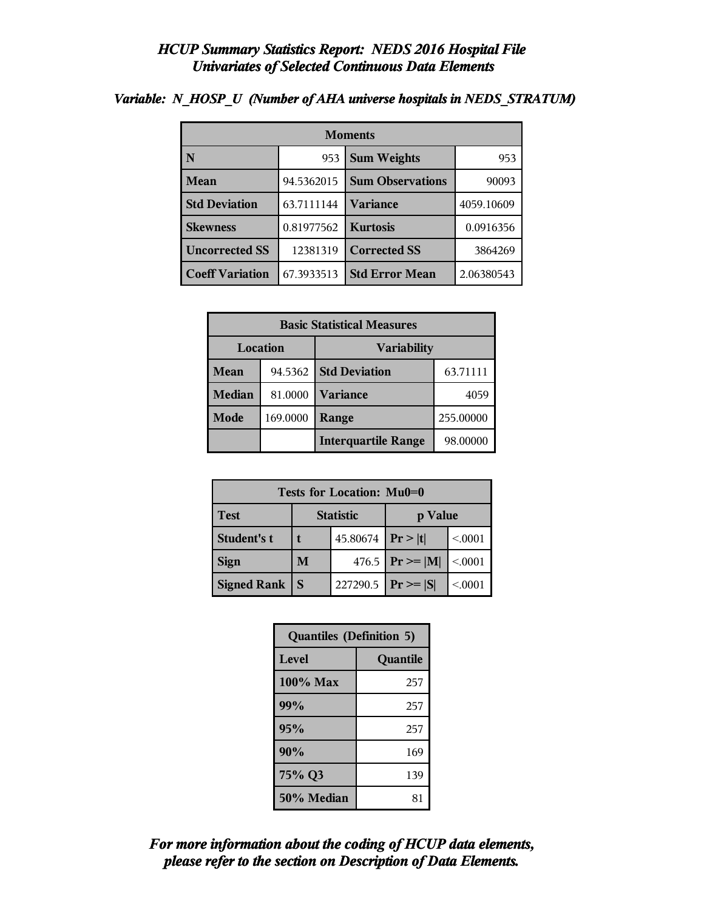# HCUP Summary Statistics Report: NEDS 2016 Hospital File
## Univariates of Selected Continuous Data Elements

***Variable: N_HOSP_U (Number of AHA universe hospitals in NEDS_STRATUM)***

| Moments | | | |
|---|---|---|---|
| **N** | 953 | **Sum Weights** | 953 |
| **Mean** | 94.5362015 | **Sum Observations** | 90093 |
| **Std Deviation** | 63.7111144 | **Variance** | 4059.10609 |
| **Skewness** | 0.81977562 | **Kurtosis** | 0.0916356 |
| **Uncorrected SS** | 12381319 | **Corrected SS** | 3864269 |
| **Coeff Variation** | 67.3933513 | **Std Error Mean** | 2.06380543 |

| Basic Statistical Measures | | | |
|---|---|---|---|
| **Location** | | **Variability** | |
| **Mean** | 94.5362 | **Std Deviation** | 63.71111 |
| **Median** | 81.0000 | **Variance** | 4059 |
| **Mode** | 169.0000 | **Range** | 255.00000 |
| | | **Interquartile Range** | 98.00000 |

| Tests for Location: Mu0=0 | | | | |
|---|---|---|---|---|
| **Test** | **Statistic** | | **p Value** | |
| **Student's t** | **t** | 45.80674 | **Pr > \|t\|** | <.0001 |
| **Sign** | **M** | 476.5 | **Pr >= \|M\|** | <.0001 |
| **Signed Rank** | **S** | 227290.5 | **Pr >= \|S\|** | <.0001 |

| Quantiles (Definition 5) | |
|---|---|
| **Level** | **Quantile** |
| **100% Max** | 257 |
| **99%** | 257 |
| **95%** | 257 |
| **90%** | 169 |
| **75% Q3** | 139 |
| **50% Median** | 81 |

***For more information about the coding of HCUP data elements, please refer to the section on Description of Data Elements.***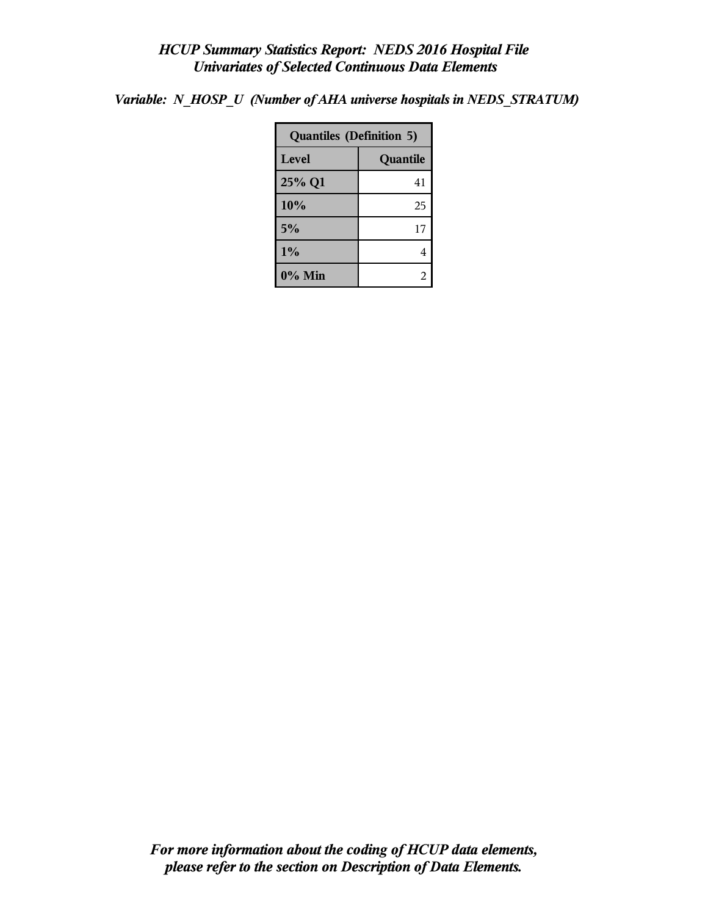# *HCUP Summary Statistics Report: NEDS 2016 Hospital File*
## *Univariates of Selected Continuous Data Elements*

*Variable: N_HOSP_U (Number of AHA universe hospitals in NEDS_STRATUM)*

| Quantiles (Definition 5) | |
|---|---|
| **Level** | **Quantile** |
| **25% Q1** | 41 |
| **10%** | 25 |
| **5%** | 17 |
| **1%** | 4 |
| **0% Min** | 2 |

***For more information about the coding of HCUP data elements, please refer to the section on Description of Data Elements.***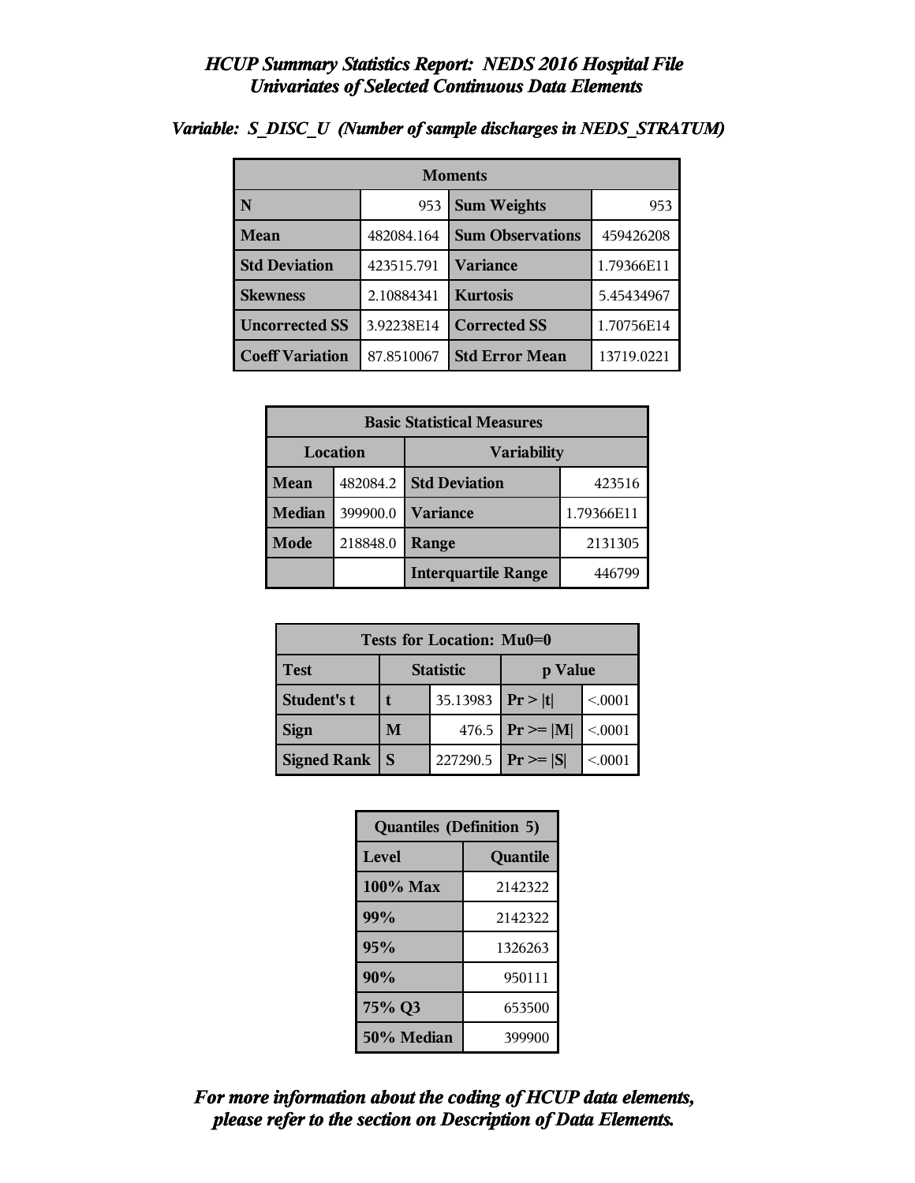## *HCUP Summary Statistics Report: NEDS 2016 Hospital File*
## *Univariates of Selected Continuous Data Elements*

***Variable: S_DISC_U (Number of sample discharges in NEDS_STRATUM)***

| Moments | | | |
|---|---|---|---|
| **N** | 953 | **Sum Weights** | 953 |
| **Mean** | 482084.164 | **Sum Observations** | 459426208 |
| **Std Deviation** | 423515.791 | **Variance** | 1.79366E11 |
| **Skewness** | 2.10884341 | **Kurtosis** | 5.45434967 |
| **Uncorrected SS** | 3.92238E14 | **Corrected SS** | 1.70756E14 |
| **Coeff Variation** | 87.8510067 | **Std Error Mean** | 13719.0221 |

| Basic Statistical Measures | | | |
|---|---|---|---|
| **Location** | | **Variability** | |
| **Mean** | 482084.2 | **Std Deviation** | 423516 |
| **Median** | 399900.0 | **Variance** | 1.79366E11 |
| **Mode** | 218848.0 | **Range** | 2131305 |
| | | **Interquartile Range** | 446799 |

| Tests for Location: Mu0=0 | | | | |
|---|---|---|---|---|
| **Test** | **Statistic** | | **p Value** | |
| **Student's t** | **t** | 35.13983 | **Pr > \|t\|** | <.0001 |
| **Sign** | **M** | 476.5 | **Pr >= \|M\|** | <.0001 |
| **Signed Rank** | **S** | 227290.5 | **Pr >= \|S\|** | <.0001 |

| Quantiles (Definition 5) | |
|---|---|
| **Level** | **Quantile** |
| **100% Max** | 2142322 |
| **99%** | 2142322 |
| **95%** | 1326263 |
| **90%** | 950111 |
| **75% Q3** | 653500 |
| **50% Median** | 399900 |

***For more information about the coding of HCUP data elements, please refer to the section on Description of Data Elements.***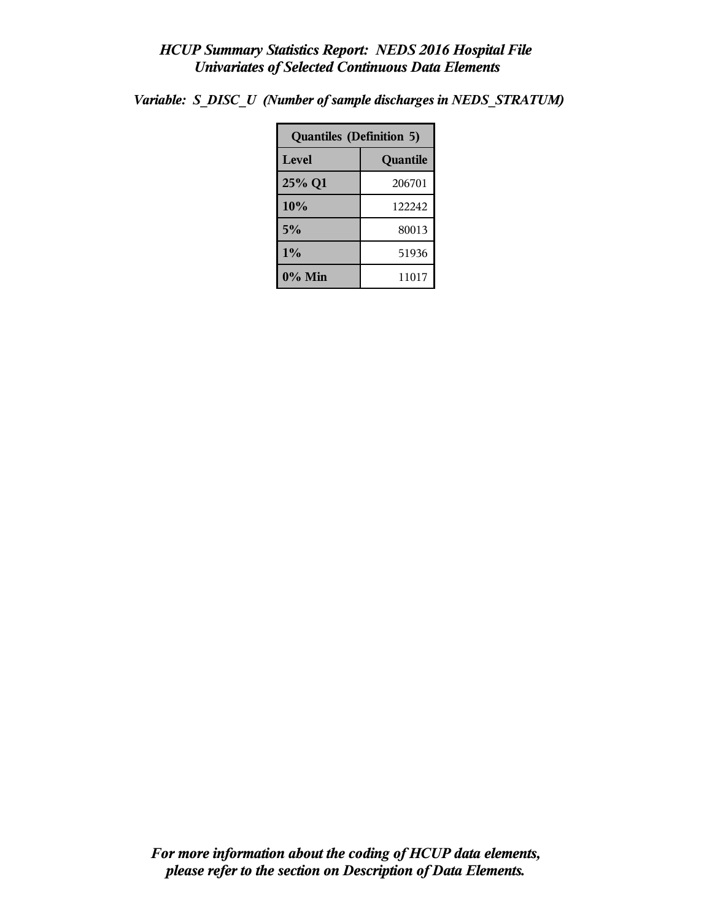*HCUP Summary Statistics Report: NEDS 2016 Hospital File*
*Univariates of Selected Continuous Data Elements*

*Variable: S_DISC_U (Number of sample discharges in NEDS_STRATUM)*

| Quantiles (Definition 5) | |
|---|---|
| **Level** | **Quantile** |
| **25% Q1** | 206701 |
| **10%** | 122242 |
| **5%** | 80013 |
| **1%** | 51936 |
| **0% Min** | 11017 |

*For more information about the coding of HCUP data elements, please refer to the section on Description of Data Elements.*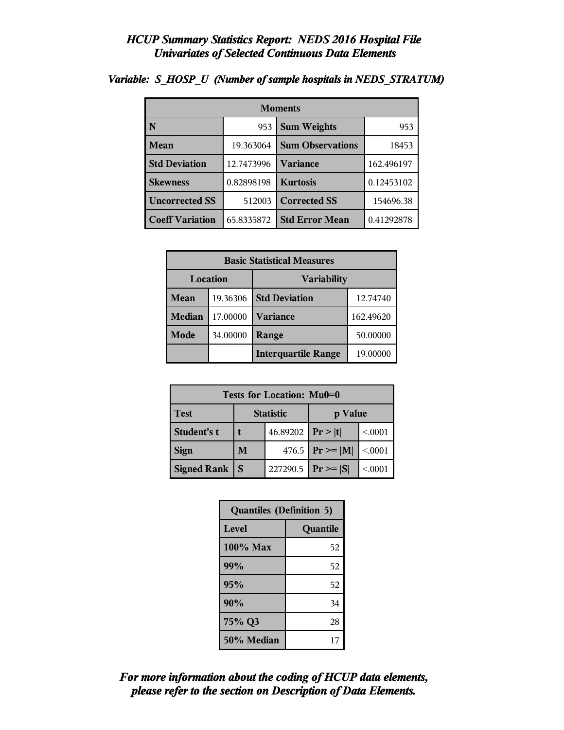# *HCUP Summary Statistics Report: NEDS 2016 Hospital File*
## *Univariates of Selected Continuous Data Elements*

***Variable: S_HOSP_U (Number of sample hospitals in NEDS_STRATUM)***

| Moments | | | |
|---|---|---|---|
| **N** | 953 | **Sum Weights** | 953 |
| **Mean** | 19.363064 | **Sum Observations** | 18453 |
| **Std Deviation** | 12.7473996 | **Variance** | 162.496197 |
| **Skewness** | 0.82898198 | **Kurtosis** | 0.12453102 |
| **Uncorrected SS** | 512003 | **Corrected SS** | 154696.38 |
| **Coeff Variation** | 65.8335872 | **Std Error Mean** | 0.41292878 |

| Basic Statistical Measures | | | |
|---|---|---|---|
| **Location** | | **Variability** | |
| **Mean** | 19.36306 | **Std Deviation** | 12.74740 |
| **Median** | 17.00000 | **Variance** | 162.49620 |
| **Mode** | 34.00000 | **Range** | 50.00000 |
| | | **Interquartile Range** | 19.00000 |

| Tests for Location: Mu0=0 | | | | |
|---|---|---|---|---|
| **Test** | **Statistic** | | **p Value** | |
| **Student's t** | **t** | 46.89202 | **Pr > \|t\|** | <.0001 |
| **Sign** | **M** | 476.5 | **Pr >= \|M\|** | <.0001 |
| **Signed Rank** | **S** | 227290.5 | **Pr >= \|S\|** | <.0001 |

| Quantiles (Definition 5) | |
|---|---|
| **Level** | **Quantile** |
| **100% Max** | 52 |
| **99%** | 52 |
| **95%** | 52 |
| **90%** | 34 |
| **75% Q3** | 28 |
| **50% Median** | 17 |

***For more information about the coding of HCUP data elements, please refer to the section on Description of Data Elements.***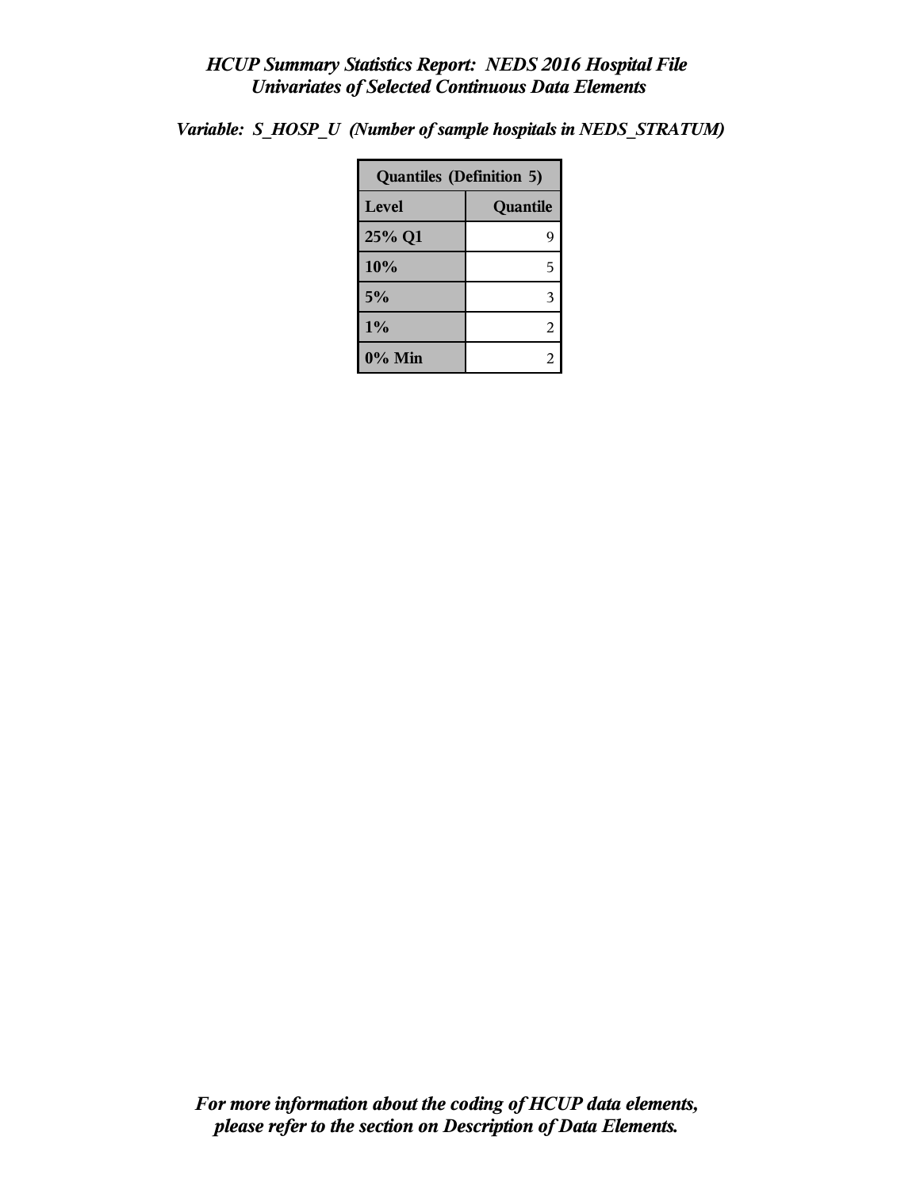*HCUP Summary Statistics Report: NEDS 2016 Hospital File*
*Univariates of Selected Continuous Data Elements*

*Variable: S_HOSP_U (Number of sample hospitals in NEDS_STRATUM)*

| Quantiles (Definition 5) | |
|---|---|
| **Level** | **Quantile** |
| 25% Q1 | 9 |
| 10% | 5 |
| 5% | 3 |
| 1% | 2 |
| 0% Min | 2 |

*For more information about the coding of HCUP data elements, please refer to the section on Description of Data Elements.*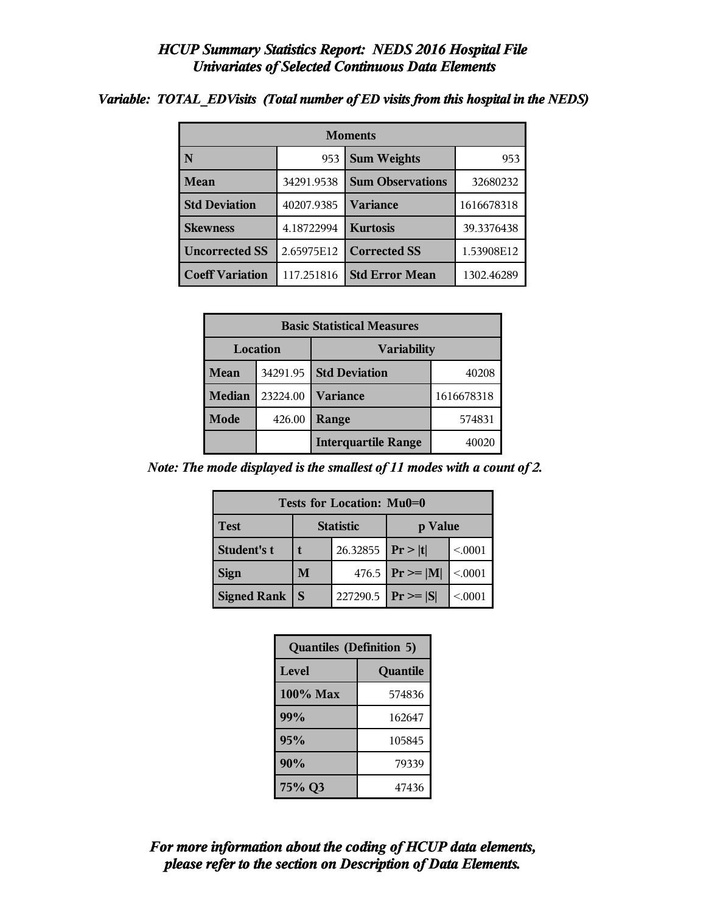# *HCUP Summary Statistics Report: NEDS 2016 Hospital File*
## *Univariates of Selected Continuous Data Elements*

***Variable: TOTAL_EDVisits (Total number of ED visits from this hospital in the NEDS)***

| Moments | | | |
|---|---|---|---|
| **N** | 953 | **Sum Weights** | 953 |
| **Mean** | 34291.9538 | **Sum Observations** | 32680232 |
| **Std Deviation** | 40207.9385 | **Variance** | 1616678318 |
| **Skewness** | 4.18722994 | **Kurtosis** | 39.3376438 |
| **Uncorrected SS** | 2.65975E12 | **Corrected SS** | 1.53908E12 |
| **Coeff Variation** | 117.251816 | **Std Error Mean** | 1302.46289 |

| Basic Statistical Measures | | | |
|---|---|---|---|
| **Location** | | **Variability** | |
| **Mean** | 34291.95 | **Std Deviation** | 40208 |
| **Median** | 23224.00 | **Variance** | 1616678318 |
| **Mode** | 426.00 | **Range** | 574831 |
| | | **Interquartile Range** | 40020 |

***Note: The mode displayed is the smallest of 11 modes with a count of 2.***

| Tests for Location: Mu0=0 | | | | |
|---|---|---|---|---|
| **Test** | **Statistic** | | **p Value** | |
| **Student's t** | **t** | 26.32855 | **Pr > \|t\|** | <.0001 |
| **Sign** | **M** | 476.5 | **Pr >= \|M\|** | <.0001 |
| **Signed Rank** | **S** | 227290.5 | **Pr >= \|S\|** | <.0001 |

| Quantiles (Definition 5) | |
|---|---|
| **Level** | **Quantile** |
| **100% Max** | 574836 |
| **99%** | 162647 |
| **95%** | 105845 |
| **90%** | 79339 |
| **75% Q3** | 47436 |

***For more information about the coding of HCUP data elements, please refer to the section on Description of Data Elements.***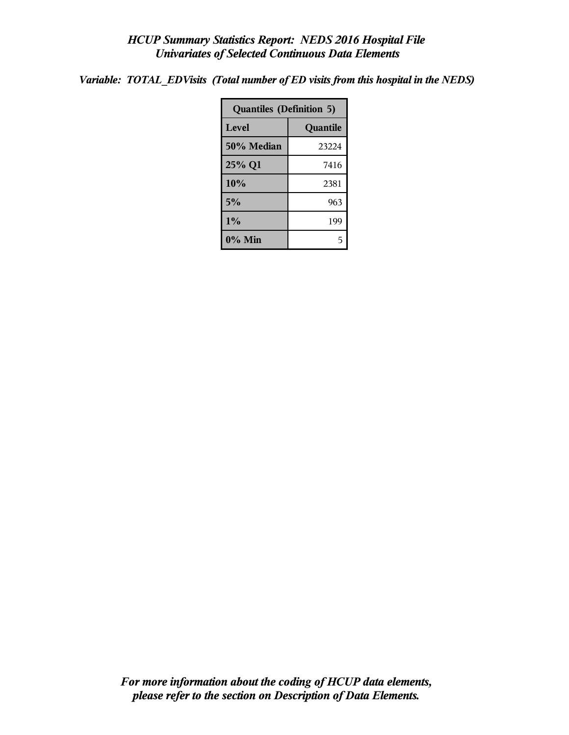# *HCUP Summary Statistics Report: NEDS 2016 Hospital File*
## *Univariates of Selected Continuous Data Elements*

***Variable: TOTAL_EDVisits (Total number of ED visits from this hospital in the NEDS)***

| Quantiles (Definition 5) | |
|---|---|
| **Level** | **Quantile** |
| **50% Median** | 23224 |
| **25% Q1** | 7416 |
| **10%** | 2381 |
| **5%** | 963 |
| **1%** | 199 |
| **0% Min** | 5 |

***For more information about the coding of HCUP data elements, please refer to the section on Description of Data Elements.***